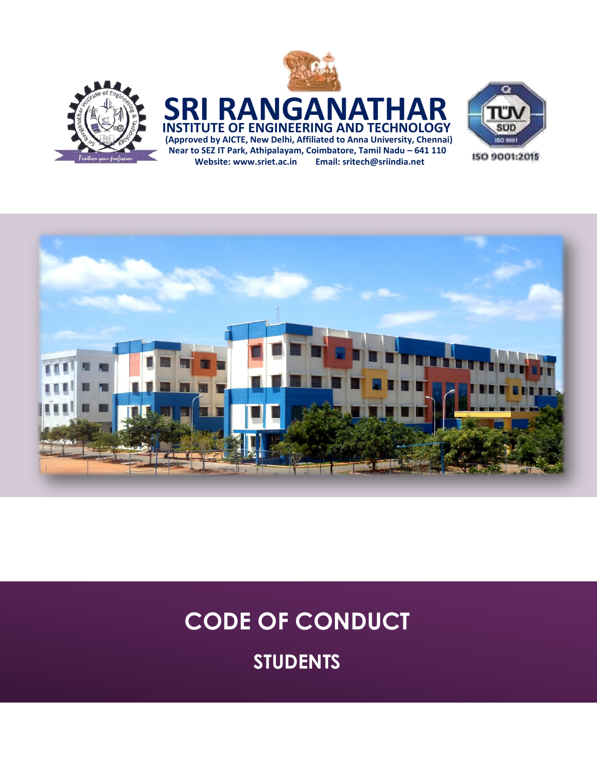# SRI RANGANATHAR

## INSTITUTE OF ENGINEERING AND TECHNOLOGY

**(Approved by AICTE, New Delhi, Affiliated to Anna University, Chennai)**

**Near to SEZ IT Park, Athipalayam, Coimbatore, Tamil Nadu – 641 110**

**Website: www.sriet.ac.in Email: sritech@sriindia.net**

Position your profession

ISO 9001:2015

# CODE OF CONDUCT

## STUDENTS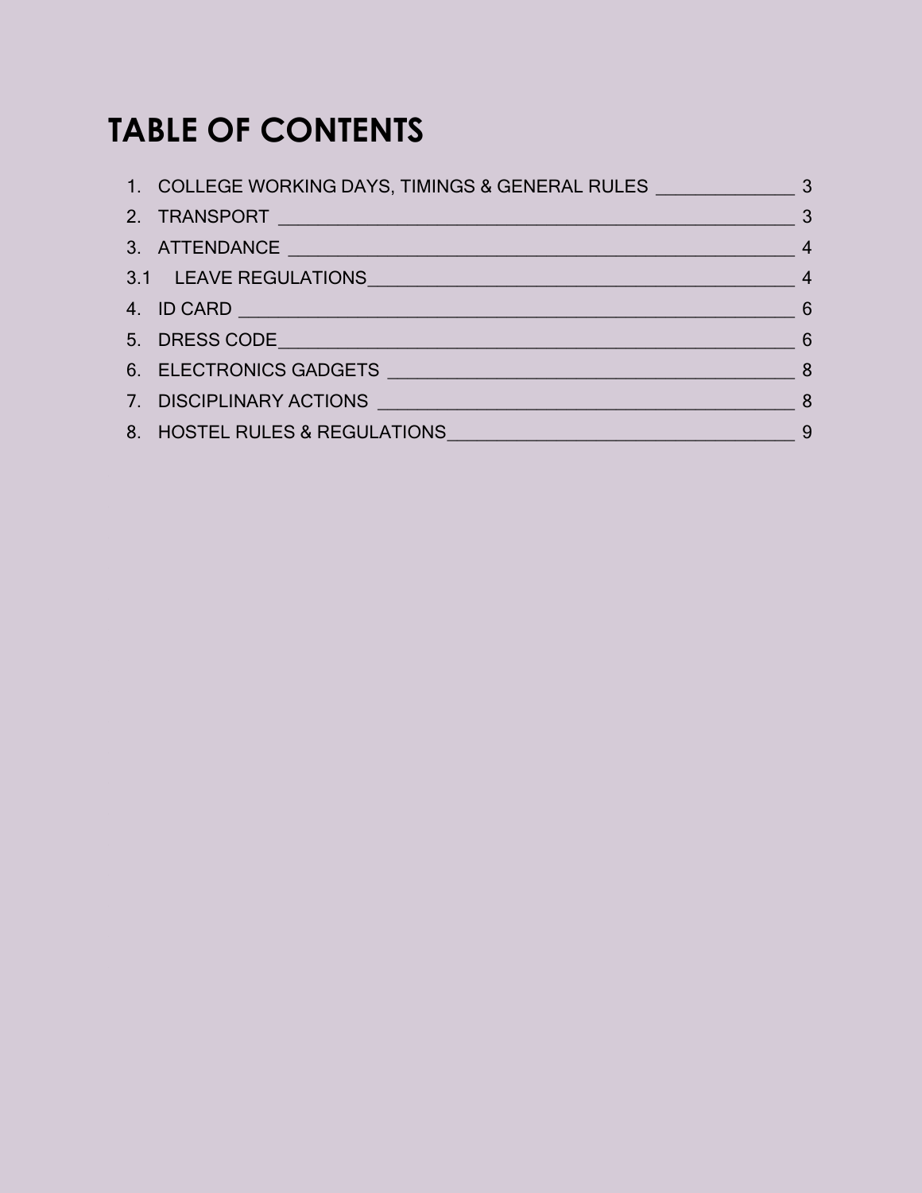# TABLE OF CONTENTS

1. COLLEGE WORKING DAYS, TIMINGS & GENERAL RULES ______________ 3
2. TRANSPORT ______________________________________________________ 3
3. ATTENDANCE _____________________________________________________ 4

3.1 LEAVE REGULATIONS__________________________________________ 4

4. ID CARD _________________________________________________________ 6
5. DRESS CODE______________________________________________________ 6
6. ELECTRONICS GADGETS ___________________________________________ 8
7. DISCIPLINARY ACTIONS __________________________________________ 8
8. HOSTEL RULES & REGULATIONS____________________________________ 9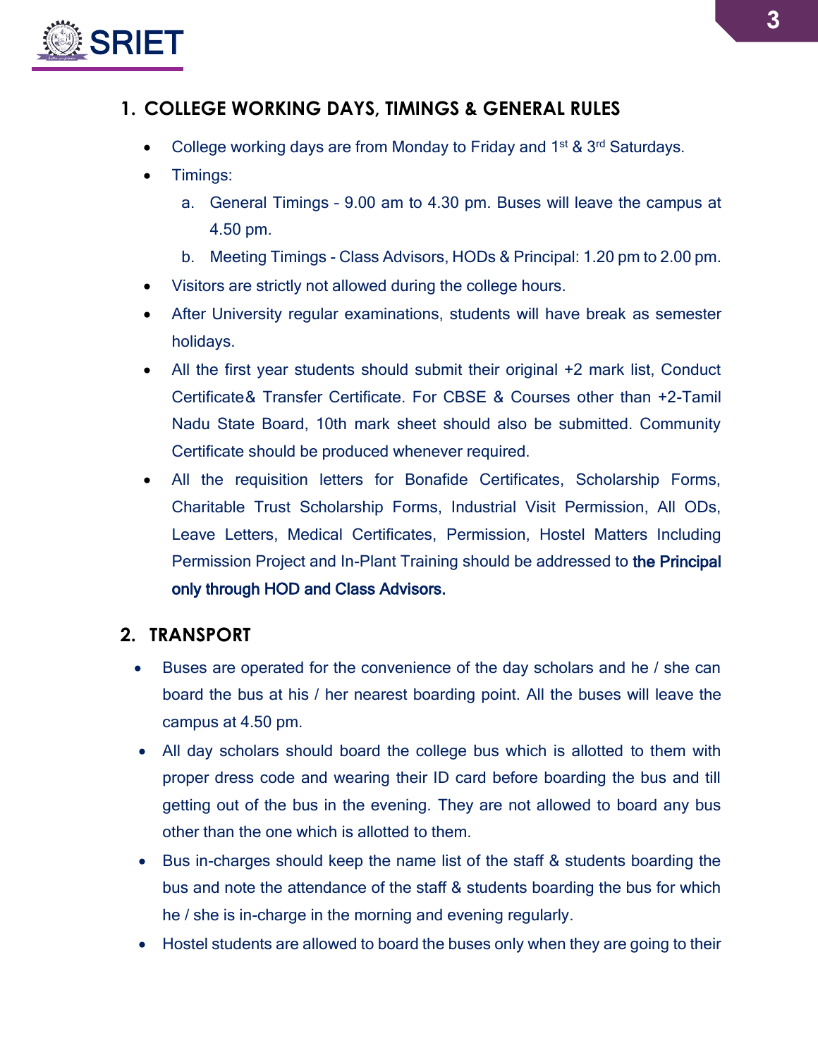## 1. COLLEGE WORKING DAYS, TIMINGS & GENERAL RULES

- College working days are from Monday to Friday and 1st & 3rd Saturdays.
- Timings:
  a. General Timings – 9.00 am to 4.30 pm. Buses will leave the campus at 4.50 pm.
  b. Meeting Timings - Class Advisors, HODs & Principal: 1.20 pm to 2.00 pm.
- Visitors are strictly not allowed during the college hours.
- After University regular examinations, students will have break as semester holidays.
- All the first year students should submit their original +2 mark list, Conduct Certificate& Transfer Certificate. For CBSE & Courses other than +2-Tamil Nadu State Board, 10th mark sheet should also be submitted. Community Certificate should be produced whenever required.
- All the requisition letters for Bonafide Certificates, Scholarship Forms, Charitable Trust Scholarship Forms, Industrial Visit Permission, All ODs, Leave Letters, Medical Certificates, Permission, Hostel Matters Including Permission Project and In-Plant Training should be addressed to **the Principal only through HOD and Class Advisors.**

## 2. TRANSPORT

- Buses are operated for the convenience of the day scholars and he / she can board the bus at his / her nearest boarding point. All the buses will leave the campus at 4.50 pm.
- All day scholars should board the college bus which is allotted to them with proper dress code and wearing their ID card before boarding the bus and till getting out of the bus in the evening. They are not allowed to board any bus other than the one which is allotted to them.
- Bus in-charges should keep the name list of the staff & students boarding the bus and note the attendance of the staff & students boarding the bus for which he / she is in-charge in the morning and evening regularly.
- Hostel students are allowed to board the buses only when they are going to their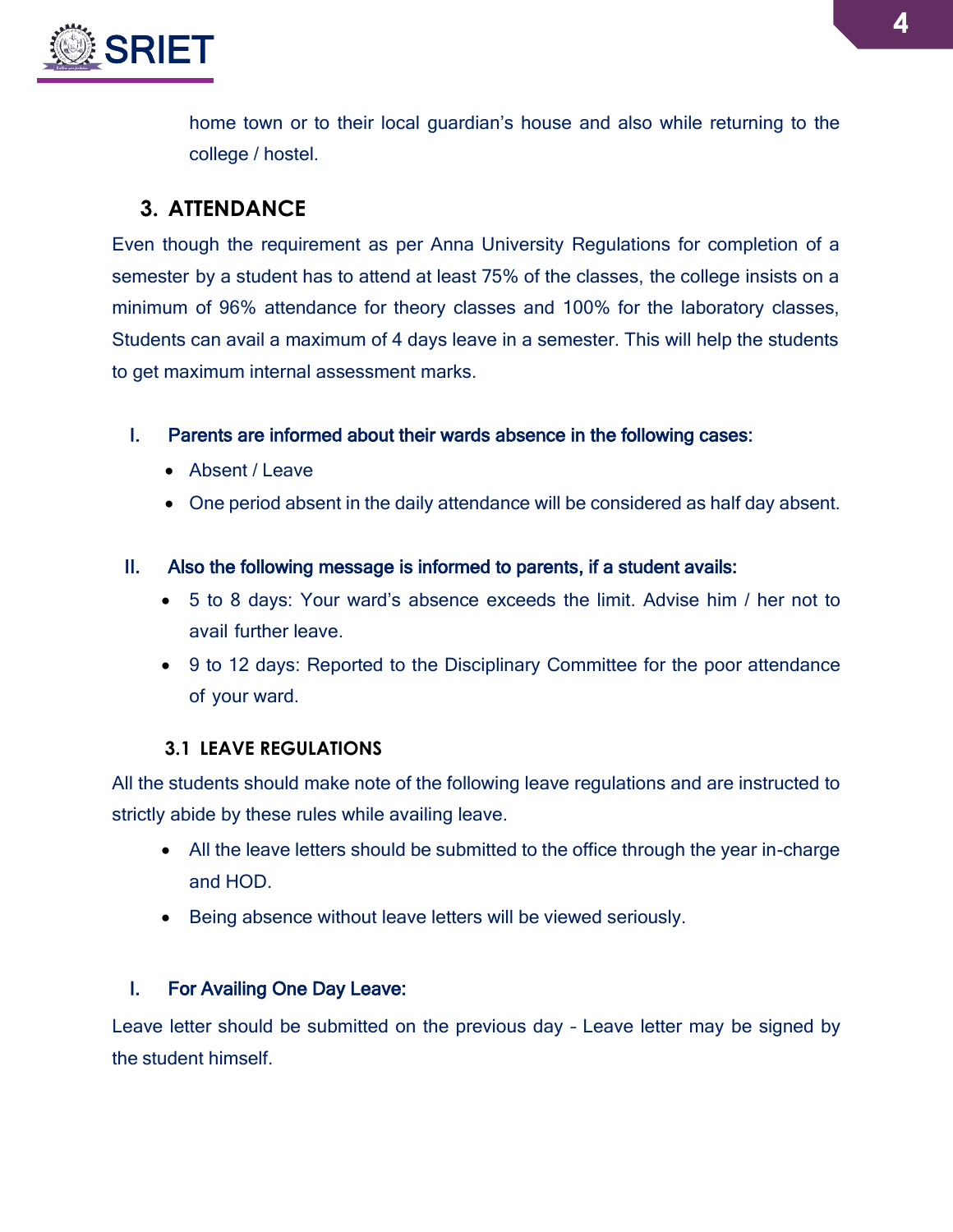home town or to their local guardian's house and also while returning to the college / hostel.

## 3. ATTENDANCE

Even though the requirement as per Anna University Regulations for completion of a semester by a student has to attend at least 75% of the classes, the college insists on a minimum of 96% attendance for theory classes and 100% for the laboratory classes, Students can avail a maximum of 4 days leave in a semester. This will help the students to get maximum internal assessment marks.

**I. Parents are informed about their wards absence in the following cases:**

- Absent / Leave
- One period absent in the daily attendance will be considered as half day absent.

**II. Also the following message is informed to parents, if a student avails:**

- 5 to 8 days: Your ward's absence exceeds the limit. Advise him / her not to avail further leave.
- 9 to 12 days: Reported to the Disciplinary Committee for the poor attendance of your ward.

### 3.1 LEAVE REGULATIONS

All the students should make note of the following leave regulations and are instructed to strictly abide by these rules while availing leave.

- All the leave letters should be submitted to the office through the year in-charge and HOD.
- Being absence without leave letters will be viewed seriously.

**I. For Availing One Day Leave:**

Leave letter should be submitted on the previous day – Leave letter may be signed by the student himself.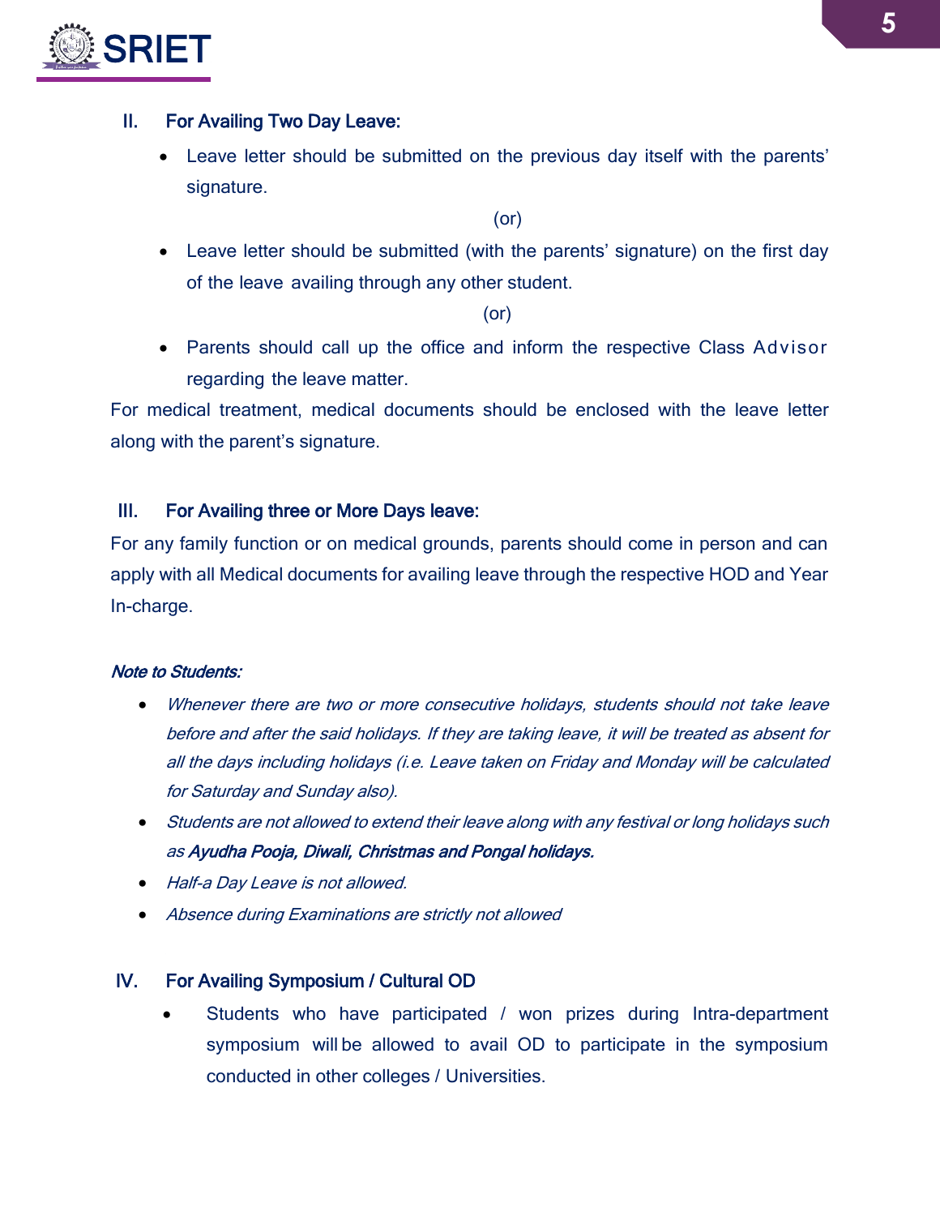### II. For Availing Two Day Leave:

- Leave letter should be submitted on the previous day itself with the parents' signature.

(or)

- Leave letter should be submitted (with the parents' signature) on the first day of the leave availing through any other student.

(or)

- Parents should call up the office and inform the respective Class Advisor regarding the leave matter.

For medical treatment, medical documents should be enclosed with the leave letter along with the parent's signature.

### III. For Availing three or More Days leave:

For any family function or on medical grounds, parents should come in person and can apply with all Medical documents for availing leave through the respective HOD and Year In-charge.

***Note to Students:***

- *Whenever there are two or more consecutive holidays, students should not take leave before and after the said holidays. If they are taking leave, it will be treated as absent for all the days including holidays (i.e. Leave taken on Friday and Monday will be calculated for Saturday and Sunday also).*
- *Students are not allowed to extend their leave along with any festival or long holidays such as* ***Ayudha Pooja, Diwali, Christmas and Pongal holidays.***
- *Half-a Day Leave is not allowed.*
- *Absence during Examinations are strictly not allowed*

### IV. For Availing Symposium / Cultural OD

- Students who have participated / won prizes during Intra-department symposium will be allowed to avail OD to participate in the symposium conducted in other colleges / Universities.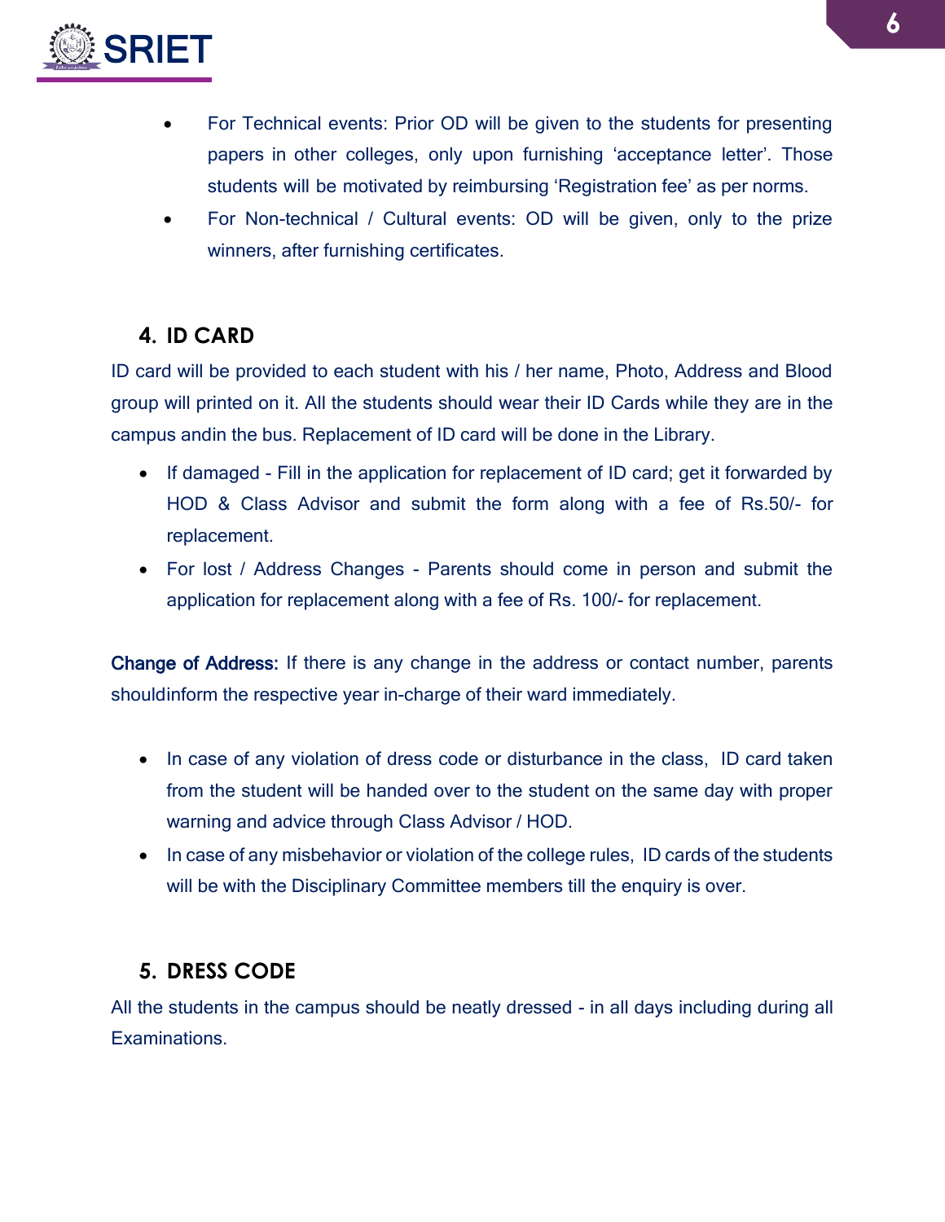- For Technical events: Prior OD will be given to the students for presenting papers in other colleges, only upon furnishing 'acceptance letter'. Those students will be motivated by reimbursing 'Registration fee' as per norms.
- For Non-technical / Cultural events: OD will be given, only to the prize winners, after furnishing certificates.

## 4. ID CARD

ID card will be provided to each student with his / her name, Photo, Address and Blood group will printed on it. All the students should wear their ID Cards while they are in the campus andin the bus. Replacement of ID card will be done in the Library.

- If damaged - Fill in the application for replacement of ID card; get it forwarded by HOD & Class Advisor and submit the form along with a fee of Rs.50/- for replacement.
- For lost / Address Changes - Parents should come in person and submit the application for replacement along with a fee of Rs. 100/- for replacement.

**Change of Address:** If there is any change in the address or contact number, parents shouldinform the respective year in-charge of their ward immediately.

- In case of any violation of dress code or disturbance in the class, ID card taken from the student will be handed over to the student on the same day with proper warning and advice through Class Advisor / HOD.
- In case of any misbehavior or violation of the college rules, ID cards of the students will be with the Disciplinary Committee members till the enquiry is over.

## 5. DRESS CODE

All the students in the campus should be neatly dressed - in all days including during all Examinations.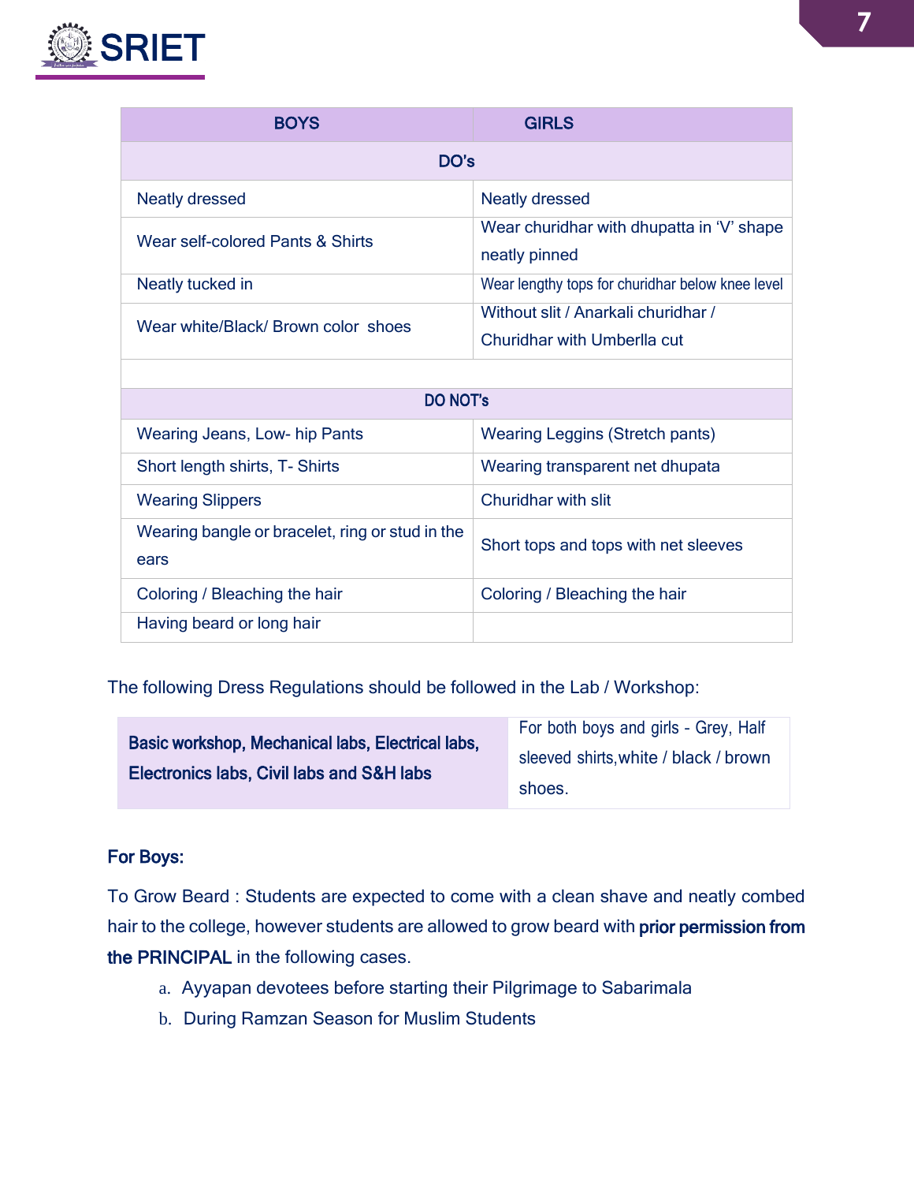| BOYS | GIRLS |
|---|---|
| **DO's** | |
| Neatly dressed | Neatly dressed |
| Wear self-colored Pants & Shirts | Wear churidhar with dhupatta in 'V' shape neatly pinned |
| Neatly tucked in | Wear lengthy tops for churidhar below knee level |
| Wear white/Black/ Brown color shoes | Without slit / Anarkali churidhar / Churidhar with Umberlla cut |
| | |
| **DO NOT's** | |
| Wearing Jeans, Low- hip Pants | Wearing Leggins (Stretch pants) |
| Short length shirts, T- Shirts | Wearing transparent net dhupata |
| Wearing Slippers | Churidhar with slit |
| Wearing bangle or bracelet, ring or stud in the ears | Short tops and tops with net sleeves |
| Coloring / Bleaching the hair | Coloring / Bleaching the hair |
| Having beard or long hair | |

The following Dress Regulations should be followed in the Lab / Workshop:

| | |
|---|---|
| **Basic workshop, Mechanical labs, Electrical labs, Electronics labs, Civil labs and S&H labs** | For both boys and girls - Grey, Half sleeved shirts,white / black / brown shoes. |

**For Boys:**

To Grow Beard : Students are expected to come with a clean shave and neatly combed hair to the college, however students are allowed to grow beard with **prior permission from the PRINCIPAL** in the following cases.

a. Ayyapan devotees before starting their Pilgrimage to Sabarimala
b. During Ramzan Season for Muslim Students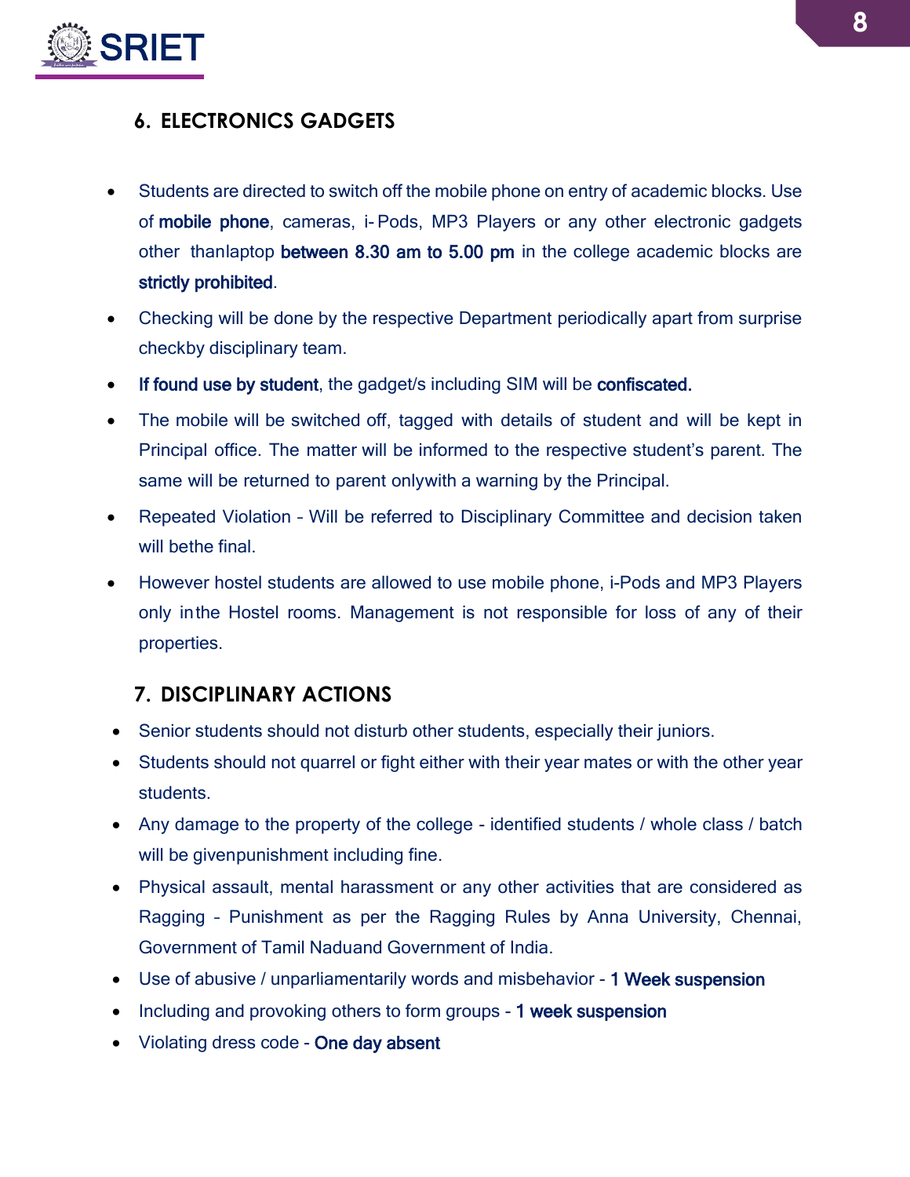## 6. ELECTRONICS GADGETS

- Students are directed to switch off the mobile phone on entry of academic blocks. Use of **mobile phone**, cameras, i-Pods, MP3 Players or any other electronic gadgets other thanlaptop **between 8.30 am to 5.00 pm** in the college academic blocks are **strictly prohibited**.
- Checking will be done by the respective Department periodically apart from surprise checkby disciplinary team.
- **If found use by student**, the gadget/s including SIM will be **confiscated.**
- The mobile will be switched off, tagged with details of student and will be kept in Principal office. The matter will be informed to the respective student's parent. The same will be returned to parent onlywith a warning by the Principal.
- Repeated Violation – Will be referred to Disciplinary Committee and decision taken will bethe final.
- However hostel students are allowed to use mobile phone, i-Pods and MP3 Players only inthe Hostel rooms. Management is not responsible for loss of any of their properties.

## 7. DISCIPLINARY ACTIONS

- Senior students should not disturb other students, especially their juniors.
- Students should not quarrel or fight either with their year mates or with the other year students.
- Any damage to the property of the college - identified students / whole class / batch will be givenpunishment including fine.
- Physical assault, mental harassment or any other activities that are considered as Ragging – Punishment as per the Ragging Rules by Anna University, Chennai, Government of Tamil Naduand Government of India.
- Use of abusive / unparliamentarily words and misbehavior - **1 Week suspension**
- Including and provoking others to form groups - **1 week suspension**
- Violating dress code - **One day absent**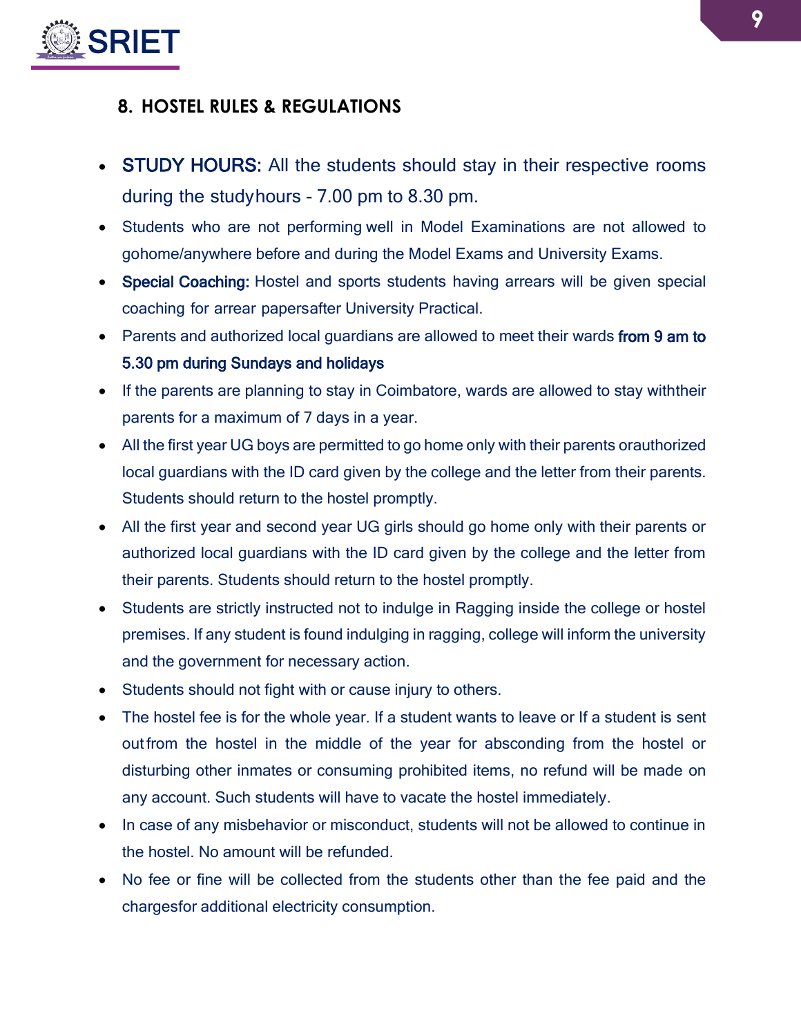## 8. HOSTEL RULES & REGULATIONS

- **STUDY HOURS:** All the students should stay in their respective rooms during the studyhours - 7.00 pm to 8.30 pm.
- Students who are not performing well in Model Examinations are not allowed to gohome/anywhere before and during the Model Exams and University Exams.
- **Special Coaching:** Hostel and sports students having arrears will be given special coaching for arrear papersafter University Practical.
- Parents and authorized local guardians are allowed to meet their wards **from 9 am to 5.30 pm during Sundays and holidays**
- If the parents are planning to stay in Coimbatore, wards are allowed to stay withtheir parents for a maximum of 7 days in a year.
- All the first year UG boys are permitted to go home only with their parents orauthorized local guardians with the ID card given by the college and the letter from their parents. Students should return to the hostel promptly.
- All the first year and second year UG girls should go home only with their parents or authorized local guardians with the ID card given by the college and the letter from their parents. Students should return to the hostel promptly.
- Students are strictly instructed not to indulge in Ragging inside the college or hostel premises. If any student is found indulging in ragging, college will inform the university and the government for necessary action.
- Students should not fight with or cause injury to others.
- The hostel fee is for the whole year. If a student wants to leave or If a student is sent outfrom the hostel in the middle of the year for absconding from the hostel or disturbing other inmates or consuming prohibited items, no refund will be made on any account. Such students will have to vacate the hostel immediately.
- In case of any misbehavior or misconduct, students will not be allowed to continue in the hostel. No amount will be refunded.
- No fee or fine will be collected from the students other than the fee paid and the chargesfor additional electricity consumption.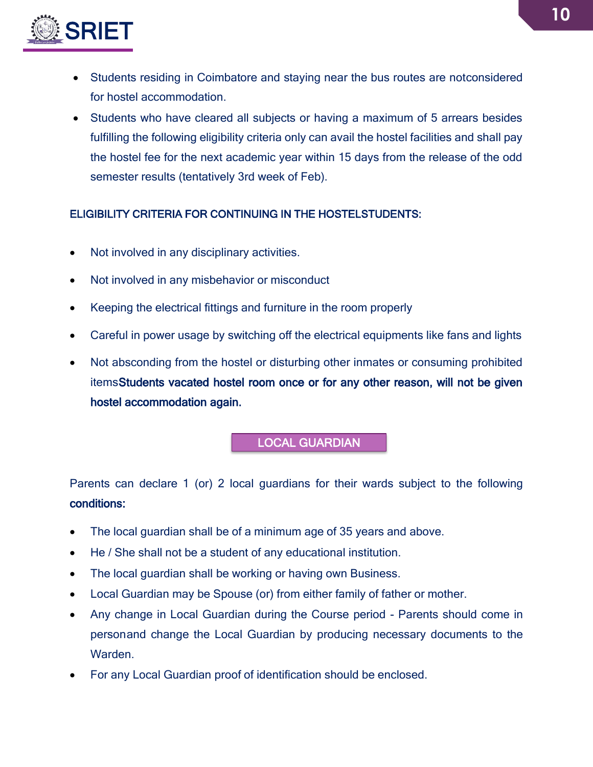- Students residing in Coimbatore and staying near the bus routes are notconsidered for hostel accommodation.
- Students who have cleared all subjects or having a maximum of 5 arrears besides fulfilling the following eligibility criteria only can avail the hostel facilities and shall pay the hostel fee for the next academic year within 15 days from the release of the odd semester results (tentatively 3rd week of Feb).

**ELIGIBILITY CRITERIA FOR CONTINUING IN THE HOSTELSTUDENTS:**

- Not involved in any disciplinary activities.
- Not involved in any misbehavior or misconduct
- Keeping the electrical fittings and furniture in the room properly
- Careful in power usage by switching off the electrical equipments like fans and lights
- Not absconding from the hostel or disturbing other inmates or consuming prohibited items**Students vacated hostel room once or for any other reason, will not be given hostel accommodation again.**

## LOCAL GUARDIAN

Parents can declare 1 (or) 2 local guardians for their wards subject to the following **conditions:**

- The local guardian shall be of a minimum age of 35 years and above.
- He / She shall not be a student of any educational institution.
- The local guardian shall be working or having own Business.
- Local Guardian may be Spouse (or) from either family of father or mother.
- Any change in Local Guardian during the Course period - Parents should come in personand change the Local Guardian by producing necessary documents to the Warden.
- For any Local Guardian proof of identification should be enclosed.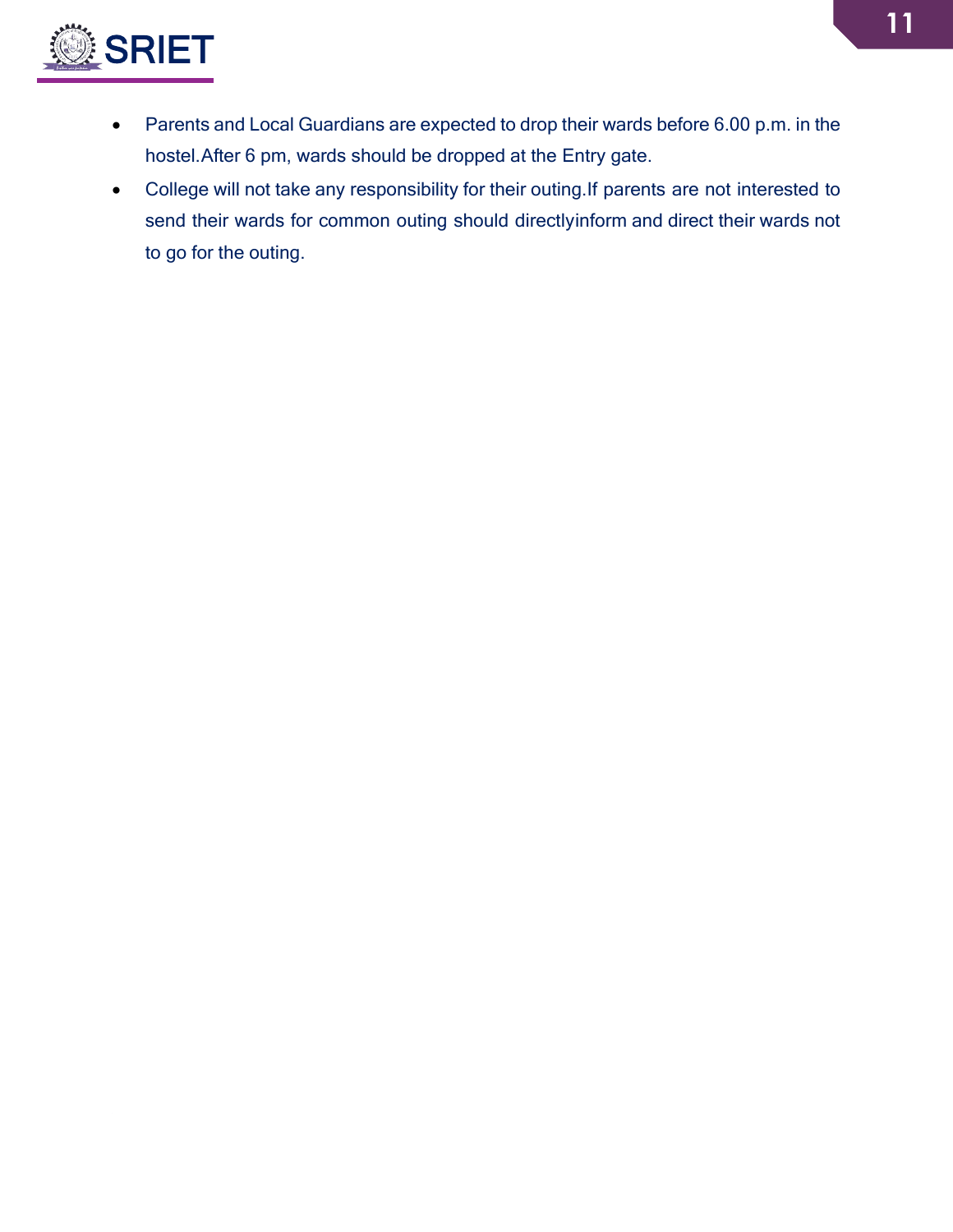- Parents and Local Guardians are expected to drop their wards before 6.00 p.m. in the hostel.After 6 pm, wards should be dropped at the Entry gate.
- College will not take any responsibility for their outing.If parents are not interested to send their wards for common outing should directlyinform and direct their wards not to go for the outing.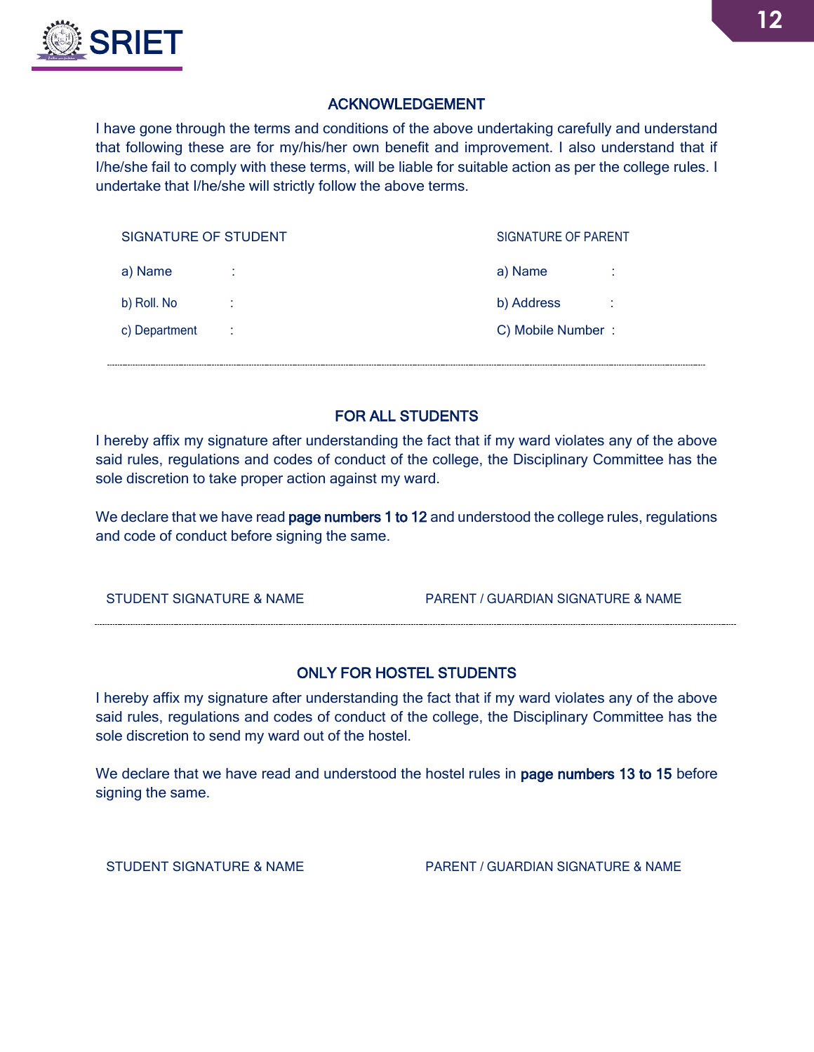## ACKNOWLEDGEMENT

I have gone through the terms and conditions of the above undertaking carefully and understand that following these are for my/his/her own benefit and improvement. I also understand that if I/he/she fail to comply with these terms, will be liable for suitable action as per the college rules. I undertake that I/he/she will strictly follow the above terms.

| SIGNATURE OF STUDENT | | SIGNATURE OF PARENT | |
|---|---|---|---|
| a) Name | : | a) Name | : |
| b) Roll. No | : | b) Address | : |
| c) Department | : | C) Mobile Number | : |

---

## FOR ALL STUDENTS

I hereby affix my signature after understanding the fact that if my ward violates any of the above said rules, regulations and codes of conduct of the college, the Disciplinary Committee has the sole discretion to take proper action against my ward.

We declare that we have read **page numbers 1 to 12** and understood the college rules, regulations and code of conduct before signing the same.

STUDENT SIGNATURE & NAME

PARENT / GUARDIAN SIGNATURE & NAME

---

## ONLY FOR HOSTEL STUDENTS

I hereby affix my signature after understanding the fact that if my ward violates any of the above said rules, regulations and codes of conduct of the college, the Disciplinary Committee has the sole discretion to send my ward out of the hostel.

We declare that we have read and understood the hostel rules in **page numbers 13 to 15** before signing the same.

STUDENT SIGNATURE & NAME

PARENT / GUARDIAN SIGNATURE & NAME